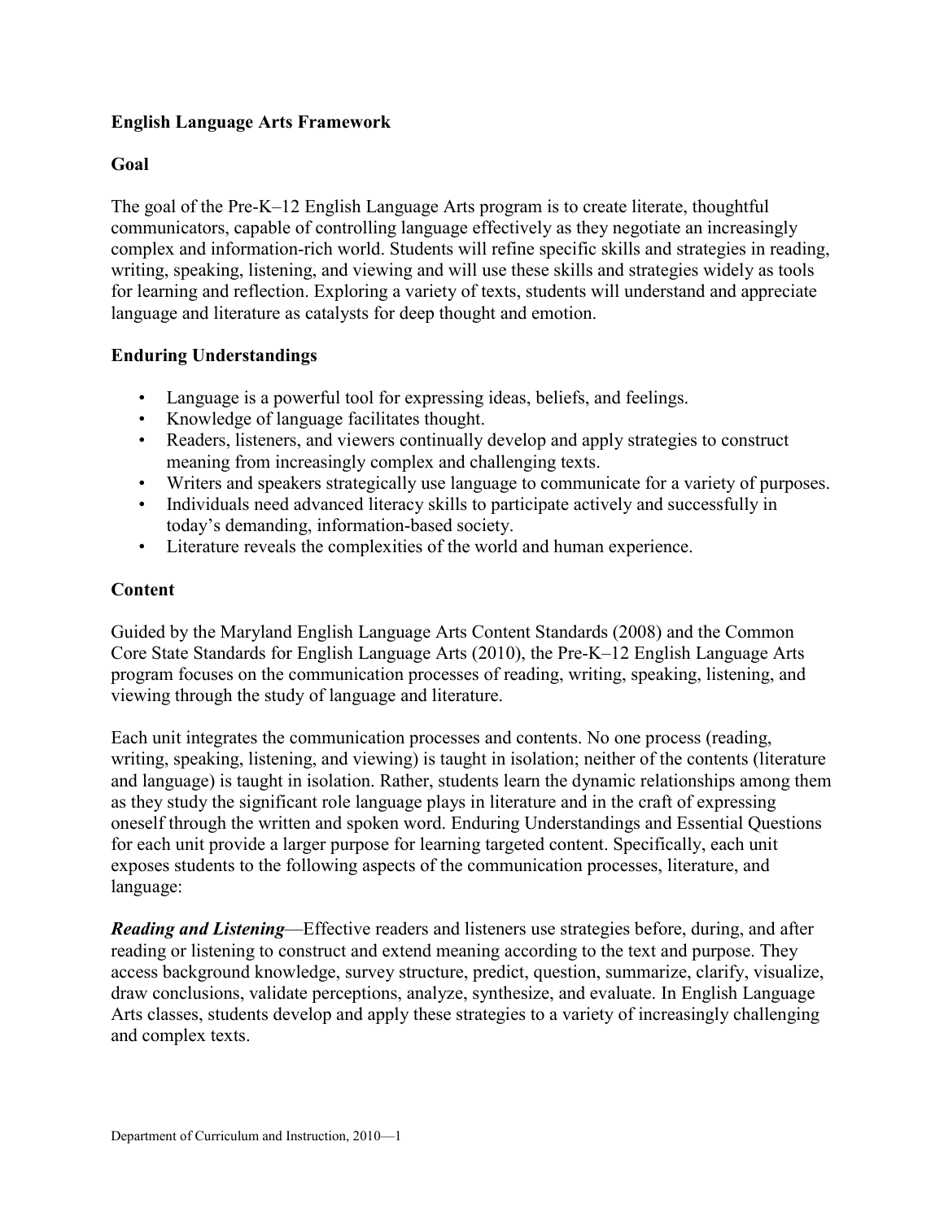# English Language Arts Framework

## Goal

The goal of the Pre-K–12 English Language Arts program is to create literate, thoughtful communicators, capable of controlling language effectively as they negotiate an increasingly complex and information-rich world. Students will refine specific skills and strategies in reading, writing, speaking, listening, and viewing and will use these skills and strategies widely as tools for learning and reflection. Exploring a variety of texts, students will understand and appreciate language and literature as catalysts for deep thought and emotion.

## Enduring Understandings

- Language is a powerful tool for expressing ideas, beliefs, and feelings.
- Knowledge of language facilitates thought.
- Readers, listeners, and viewers continually develop and apply strategies to construct meaning from increasingly complex and challenging texts.
- Writers and speakers strategically use language to communicate for a variety of purposes.
- Individuals need advanced literacy skills to participate actively and successfully in today's demanding, information-based society.
- Literature reveals the complexities of the world and human experience.

## Content

Guided by the Maryland English Language Arts Content Standards (2008) and the Common Core State Standards for English Language Arts (2010), the Pre-K–12 English Language Arts program focuses on the communication processes of reading, writing, speaking, listening, and viewing through the study of language and literature.

Each unit integrates the communication processes and contents. No one process (reading, writing, speaking, listening, and viewing) is taught in isolation; neither of the contents (literature and language) is taught in isolation. Rather, students learn the dynamic relationships among them as they study the significant role language plays in literature and in the craft of expressing oneself through the written and spoken word. Enduring Understandings and Essential Questions for each unit provide a larger purpose for learning targeted content. Specifically, each unit exposes students to the following aspects of the communication processes, literature, and language:

***Reading and Listening***—Effective readers and listeners use strategies before, during, and after reading or listening to construct and extend meaning according to the text and purpose. They access background knowledge, survey structure, predict, question, summarize, clarify, visualize, draw conclusions, validate perceptions, analyze, synthesize, and evaluate. In English Language Arts classes, students develop and apply these strategies to a variety of increasingly challenging and complex texts.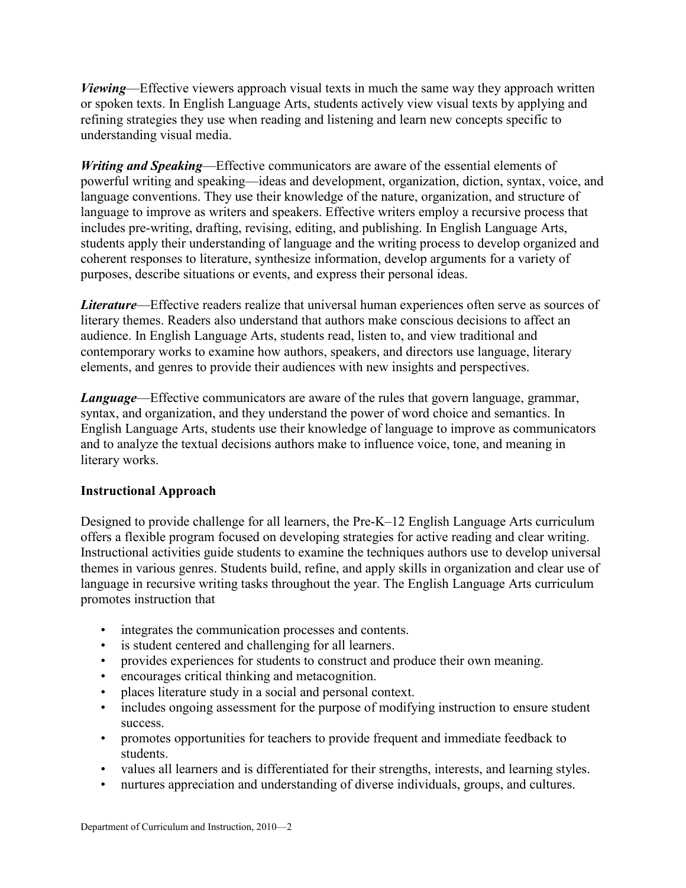***Viewing***—Effective viewers approach visual texts in much the same way they approach written or spoken texts. In English Language Arts, students actively view visual texts by applying and refining strategies they use when reading and listening and learn new concepts specific to understanding visual media.

***Writing and Speaking***—Effective communicators are aware of the essential elements of powerful writing and speaking—ideas and development, organization, diction, syntax, voice, and language conventions. They use their knowledge of the nature, organization, and structure of language to improve as writers and speakers. Effective writers employ a recursive process that includes pre-writing, drafting, revising, editing, and publishing. In English Language Arts, students apply their understanding of language and the writing process to develop organized and coherent responses to literature, synthesize information, develop arguments for a variety of purposes, describe situations or events, and express their personal ideas.

***Literature***—Effective readers realize that universal human experiences often serve as sources of literary themes. Readers also understand that authors make conscious decisions to affect an audience. In English Language Arts, students read, listen to, and view traditional and contemporary works to examine how authors, speakers, and directors use language, literary elements, and genres to provide their audiences with new insights and perspectives.

***Language***—Effective communicators are aware of the rules that govern language, grammar, syntax, and organization, and they understand the power of word choice and semantics. In English Language Arts, students use their knowledge of language to improve as communicators and to analyze the textual decisions authors make to influence voice, tone, and meaning in literary works.

**Instructional Approach**

Designed to provide challenge for all learners, the Pre-K–12 English Language Arts curriculum offers a flexible program focused on developing strategies for active reading and clear writing. Instructional activities guide students to examine the techniques authors use to develop universal themes in various genres. Students build, refine, and apply skills in organization and clear use of language in recursive writing tasks throughout the year. The English Language Arts curriculum promotes instruction that

- integrates the communication processes and contents.
- is student centered and challenging for all learners.
- provides experiences for students to construct and produce their own meaning.
- encourages critical thinking and metacognition.
- places literature study in a social and personal context.
- includes ongoing assessment for the purpose of modifying instruction to ensure student success.
- promotes opportunities for teachers to provide frequent and immediate feedback to students.
- values all learners and is differentiated for their strengths, interests, and learning styles.
- nurtures appreciation and understanding of diverse individuals, groups, and cultures.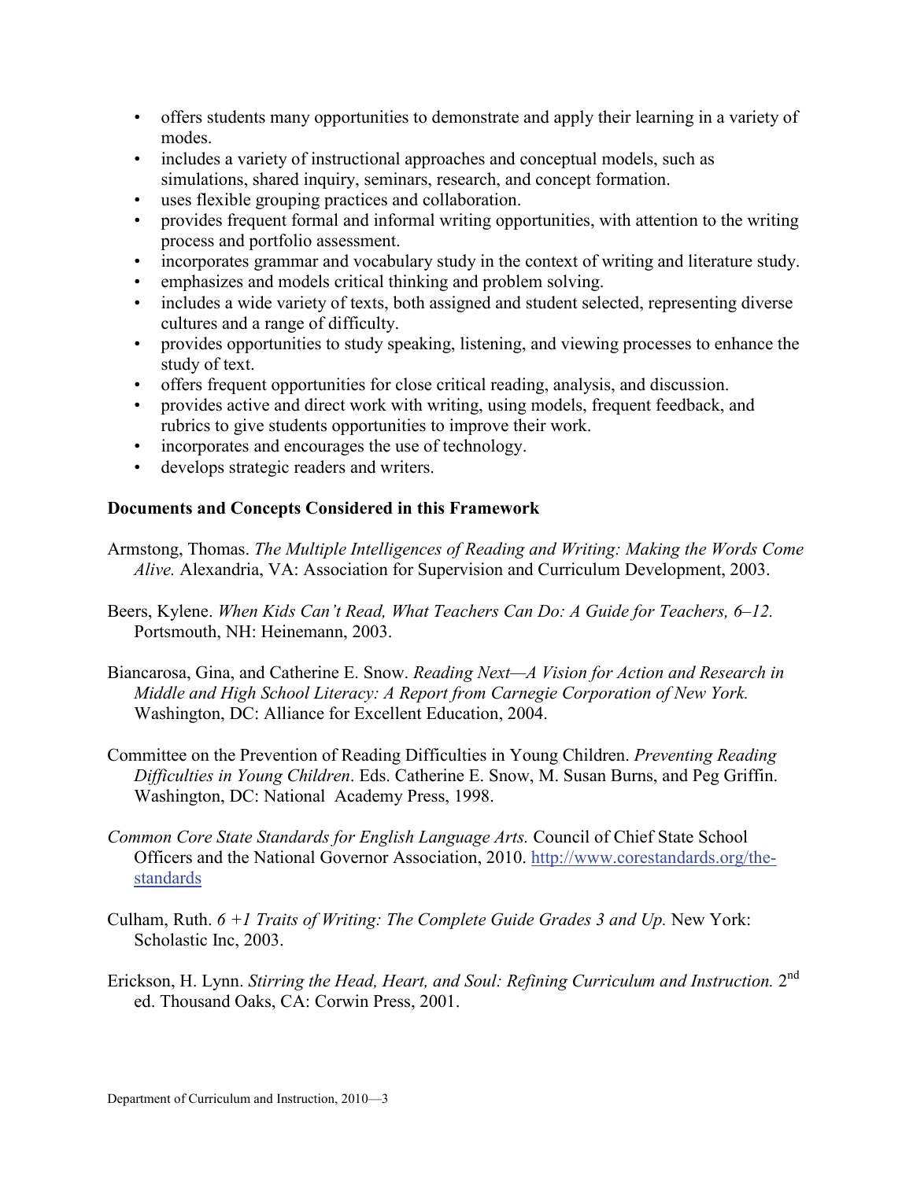- offers students many opportunities to demonstrate and apply their learning in a variety of modes.
- includes a variety of instructional approaches and conceptual models, such as simulations, shared inquiry, seminars, research, and concept formation.
- uses flexible grouping practices and collaboration.
- provides frequent formal and informal writing opportunities, with attention to the writing process and portfolio assessment.
- incorporates grammar and vocabulary study in the context of writing and literature study.
- emphasizes and models critical thinking and problem solving.
- includes a wide variety of texts, both assigned and student selected, representing diverse cultures and a range of difficulty.
- provides opportunities to study speaking, listening, and viewing processes to enhance the study of text.
- offers frequent opportunities for close critical reading, analysis, and discussion.
- provides active and direct work with writing, using models, frequent feedback, and rubrics to give students opportunities to improve their work.
- incorporates and encourages the use of technology.
- develops strategic readers and writers.

**Documents and Concepts Considered in this Framework**

Armstong, Thomas. *The Multiple Intelligences of Reading and Writing: Making the Words Come Alive.* Alexandria, VA: Association for Supervision and Curriculum Development, 2003.

Beers, Kylene. *When Kids Can't Read, What Teachers Can Do: A Guide for Teachers, 6–12.* Portsmouth, NH: Heinemann, 2003.

Biancarosa, Gina, and Catherine E. Snow. *Reading Next—A Vision for Action and Research in Middle and High School Literacy: A Report from Carnegie Corporation of New York.* Washington, DC: Alliance for Excellent Education, 2004.

Committee on the Prevention of Reading Difficulties in Young Children. *Preventing Reading Difficulties in Young Children*. Eds. Catherine E. Snow, M. Susan Burns, and Peg Griffin. Washington, DC: National Academy Press, 1998.

*Common Core State Standards for English Language Arts.* Council of Chief State School Officers and the National Governor Association, 2010. http://www.corestandards.org/the-standards

Culham, Ruth. *6 +1 Traits of Writing: The Complete Guide Grades 3 and Up.* New York: Scholastic Inc, 2003.

Erickson, H. Lynn. *Stirring the Head, Heart, and Soul: Refining Curriculum and Instruction.* 2nd ed. Thousand Oaks, CA: Corwin Press, 2001.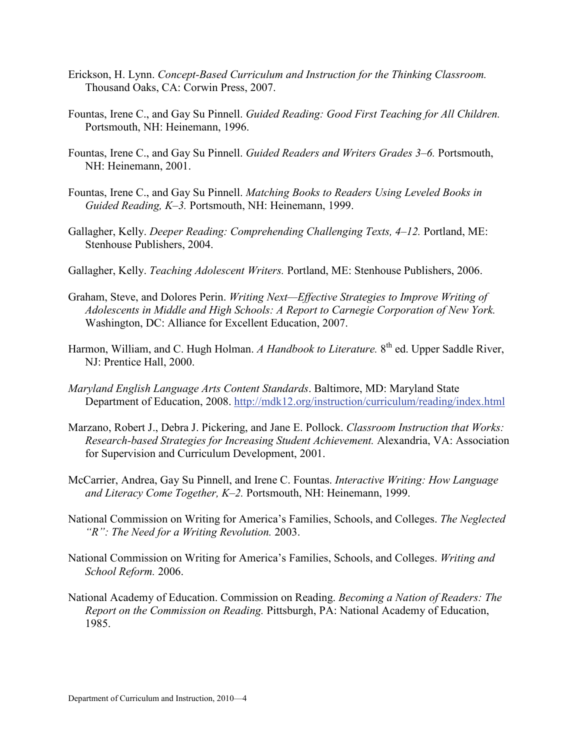Erickson, H. Lynn. *Concept-Based Curriculum and Instruction for the Thinking Classroom.* Thousand Oaks, CA: Corwin Press, 2007.

Fountas, Irene C., and Gay Su Pinnell. *Guided Reading: Good First Teaching for All Children.* Portsmouth, NH: Heinemann, 1996.

Fountas, Irene C., and Gay Su Pinnell. *Guided Readers and Writers Grades 3–6.* Portsmouth, NH: Heinemann, 2001.

Fountas, Irene C., and Gay Su Pinnell. *Matching Books to Readers Using Leveled Books in Guided Reading, K–3.* Portsmouth, NH: Heinemann, 1999.

Gallagher, Kelly. *Deeper Reading: Comprehending Challenging Texts, 4–12.* Portland, ME: Stenhouse Publishers, 2004.

Gallagher, Kelly. *Teaching Adolescent Writers.* Portland, ME: Stenhouse Publishers, 2006.

Graham, Steve, and Dolores Perin. *Writing Next—Effective Strategies to Improve Writing of Adolescents in Middle and High Schools: A Report to Carnegie Corporation of New York.* Washington, DC: Alliance for Excellent Education, 2007.

Harmon, William, and C. Hugh Holman. *A Handbook to Literature.* 8th ed. Upper Saddle River, NJ: Prentice Hall, 2000.

*Maryland English Language Arts Content Standards*. Baltimore, MD: Maryland State Department of Education, 2008. http://mdk12.org/instruction/curriculum/reading/index.html

Marzano, Robert J., Debra J. Pickering, and Jane E. Pollock. *Classroom Instruction that Works: Research-based Strategies for Increasing Student Achievement.* Alexandria, VA: Association for Supervision and Curriculum Development, 2001.

McCarrier, Andrea, Gay Su Pinnell, and Irene C. Fountas. *Interactive Writing: How Language and Literacy Come Together, K–2.* Portsmouth, NH: Heinemann, 1999.

National Commission on Writing for America's Families, Schools, and Colleges. *The Neglected "R": The Need for a Writing Revolution.* 2003.

National Commission on Writing for America's Families, Schools, and Colleges. *Writing and School Reform.* 2006.

National Academy of Education. Commission on Reading. *Becoming a Nation of Readers: The Report on the Commission on Reading.* Pittsburgh, PA: National Academy of Education, 1985.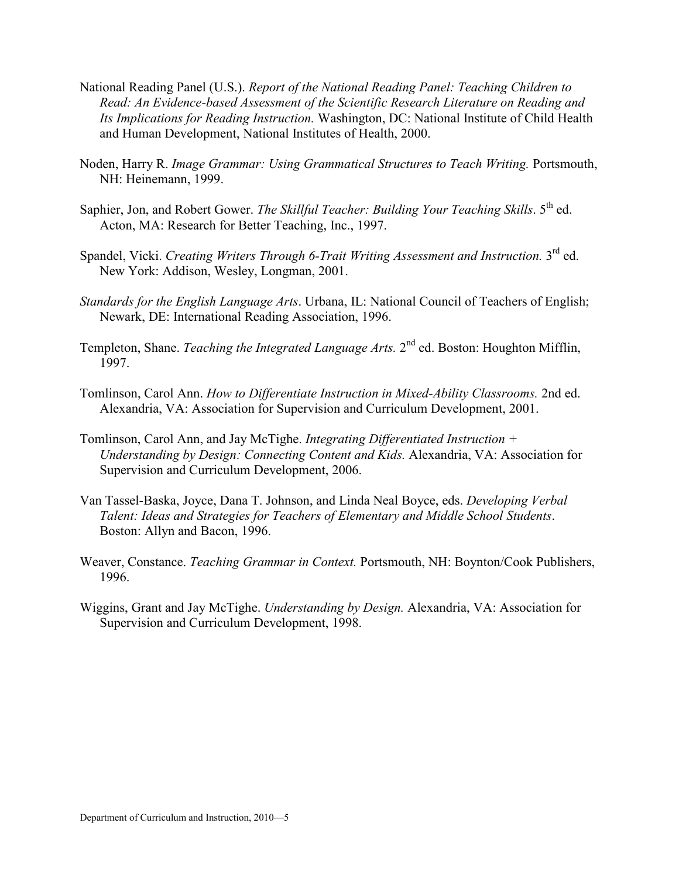National Reading Panel (U.S.). *Report of the National Reading Panel: Teaching Children to Read: An Evidence-based Assessment of the Scientific Research Literature on Reading and Its Implications for Reading Instruction.* Washington, DC: National Institute of Child Health and Human Development, National Institutes of Health, 2000.

Noden, Harry R. *Image Grammar: Using Grammatical Structures to Teach Writing.* Portsmouth, NH: Heinemann, 1999.

Saphier, Jon, and Robert Gower. *The Skillful Teacher: Building Your Teaching Skills*. 5th ed. Acton, MA: Research for Better Teaching, Inc., 1997.

Spandel, Vicki. *Creating Writers Through 6-Trait Writing Assessment and Instruction.* 3rd ed. New York: Addison, Wesley, Longman, 2001.

*Standards for the English Language Arts*. Urbana, IL: National Council of Teachers of English; Newark, DE: International Reading Association, 1996.

Templeton, Shane. *Teaching the Integrated Language Arts.* 2nd ed. Boston: Houghton Mifflin, 1997.

Tomlinson, Carol Ann. *How to Differentiate Instruction in Mixed-Ability Classrooms.* 2nd ed. Alexandria, VA: Association for Supervision and Curriculum Development, 2001.

Tomlinson, Carol Ann, and Jay McTighe. *Integrating Differentiated Instruction + Understanding by Design: Connecting Content and Kids.* Alexandria, VA: Association for Supervision and Curriculum Development, 2006.

Van Tassel-Baska, Joyce, Dana T. Johnson, and Linda Neal Boyce, eds. *Developing Verbal Talent: Ideas and Strategies for Teachers of Elementary and Middle School Students*. Boston: Allyn and Bacon, 1996.

Weaver, Constance. *Teaching Grammar in Context.* Portsmouth, NH: Boynton/Cook Publishers, 1996.

Wiggins, Grant and Jay McTighe. *Understanding by Design.* Alexandria, VA: Association for Supervision and Curriculum Development, 1998.